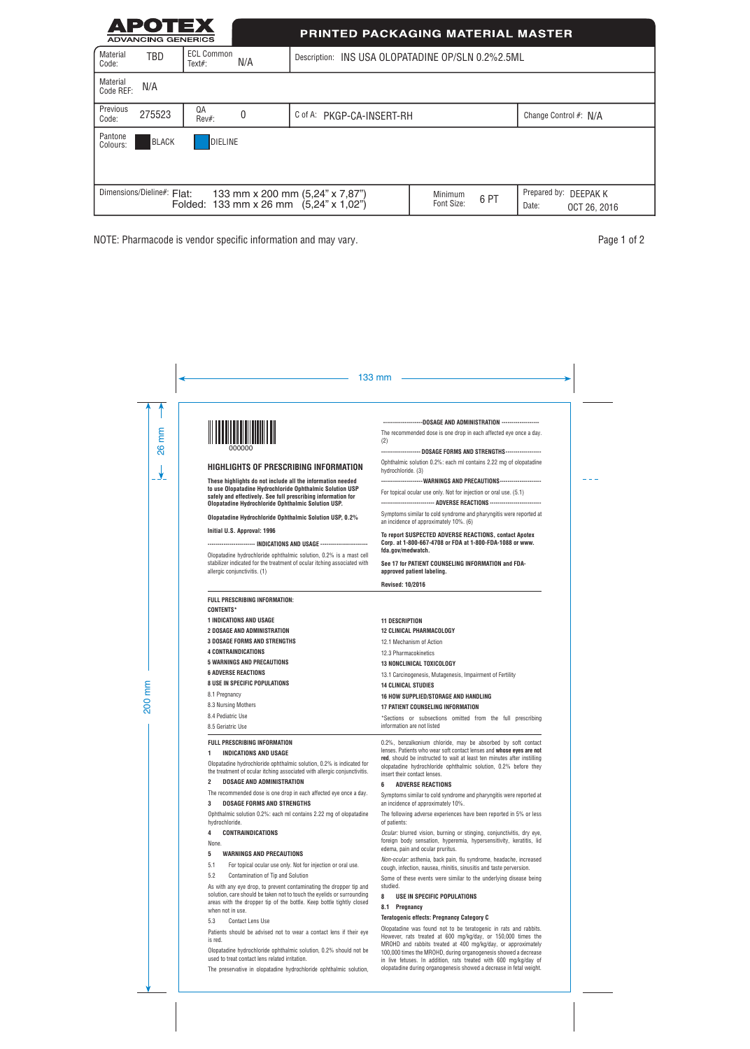**APOTEX**
ADVANCING GENERICS

# PRINTED PACKAGING MATERIAL MASTER

| Material Code: TBD | ECL Common Text#: N/A | Description: INS USA OLOPATADINE OP/SLN 0.2%2.5ML | |
|---|---|---|---|
| Material Code REF: N/A | | | |
| Previous Code: 275523 | QA Rev#: 0 | C of A: PKGP-CA-INSERT-RH | Change Control #: N/A |
| Pantone Colours: BLACK, DIELINE | | | |
| Dimensions/Dieline#: Flat: 133 mm x 200 mm (5,24" x 7,87") Folded: 133 mm x 26 mm (5,24" x 1,02") | | Minimum Font Size: 6 PT | Prepared by: DEEPAK K Date: OCT 26, 2016 |

NOTE: Pharmacode is vendor specific information and may vary.

133 mm

26 mm

200 mm

000000

## HIGHLIGHTS OF PRESCRIBING INFORMATION

**These highlights do not include all the information needed to use Olopatadine Hydrochloride Ophthalmic Solution USP safely and effectively. See full prescribing information for Olopatadine Hydrochloride Ophthalmic Solution USP.**

**Olopatadine Hydrochloride Ophthalmic Solution USP, 0.2%**

**Initial U.S. Approval: 1996**

**------------------------ INDICATIONS AND USAGE ------------------------**

Olopatadine hydrochloride ophthalmic solution, 0.2% is a mast cell stabilizer indicated for the treatment of ocular itching associated with allergic conjunctivitis. (1)

**-------------------DOSAGE AND ADMINISTRATION -------------------**

The recommended dose is one drop in each affected eye once a day. (2)

**------------------- DOSAGE FORMS AND STRENGTHS -------------------**

Ophthalmic solution 0.2%: each ml contains 2.22 mg of olopatadine hydrochloride. (3)

**--------------------WARNINGS AND PRECAUTIONS--------------------**

For topical ocular use only. Not for injection or oral use. (5.1)

**-------------------------- ADVERSE REACTIONS --------------------------**

Symptoms similar to cold syndrome and pharyngitis were reported at an incidence of approximately 10%. (6)

**To report SUSPECTED ADVERSE REACTIONS, contact Apotex Corp. at 1-800-667-4708 or FDA at 1-800-FDA-1088 or www.fda.gov/medwatch.**

**See 17 for PATIENT COUNSELING INFORMATION and FDA-approved patient labeling.**

**Revised: 10/2016**

**FULL PRESCRIBING INFORMATION:**
**CONTENTS***

**1 INDICATIONS AND USAGE**
**2 DOSAGE AND ADMINISTRATION**
**3 DOSAGE FORMS AND STRENGTHS**
**4 CONTRAINDICATIONS**
**5 WARNINGS AND PRECAUTIONS**
**6 ADVERSE REACTIONS**
**8 USE IN SPECIFIC POPULATIONS**
8.1 Pregnancy
8.3 Nursing Mothers
8.4 Pediatric Use
8.5 Geriatric Use
**11 DESCRIPTION**
**12 CLINICAL PHARMACOLOGY**
12.1 Mechanism of Action
12.3 Pharmacokinetics
**13 NONCLINICAL TOXICOLOGY**
13.1 Carcinogenesis, Mutagenesis, Impairment of Fertility
**14 CLINICAL STUDIES**
**16 HOW SUPPLIED/STORAGE AND HANDLING**
**17 PATIENT COUNSELING INFORMATION**

*Sections or subsections omitted from the full prescribing information are not listed

## FULL PRESCRIBING INFORMATION

### 1 INDICATIONS AND USAGE

Olopatadine hydrochloride ophthalmic solution, 0.2% is indicated for the treatment of ocular itching associated with allergic conjunctivitis.

### 2 DOSAGE AND ADMINISTRATION

The recommended dose is one drop in each affected eye once a day.

### 3 DOSAGE FORMS AND STRENGTHS

Ophthalmic solution 0.2%: each ml contains 2.22 mg of olopatadine hydrochloride.

### 4 CONTRAINDICATIONS

None.

### 5 WARNINGS AND PRECAUTIONS

5.1 For topical ocular use only. Not for injection or oral use.

5.2 Contamination of Tip and Solution

As with any eye drop, to prevent contaminating the dropper tip and solution, care should be taken not to touch the eyelids or surrounding areas with the dropper tip of the bottle. Keep bottle tightly closed when not in use.

5.3 Contact Lens Use

Patients should be advised not to wear a contact lens if their eye is red.

Olopatadine hydrochloride ophthalmic solution, 0.2% should not be used to treat contact lens related irritation.

The preservative in olopatadine hydrochloride ophthalmic solution, 0.2%, benzalkonium chloride, may be absorbed by soft contact lenses. Patients who wear soft contact lenses and **whose eyes are not red**, should be instructed to wait at least ten minutes after instilling olopatadine hydrochloride ophthalmic solution, 0.2% before they insert their contact lenses.

### 6 ADVERSE REACTIONS

Symptoms similar to cold syndrome and pharyngitis were reported at an incidence of approximately 10%.

The following adverse experiences have been reported in 5% or less of patients:

*Ocular:* blurred vision, burning or stinging, conjunctivitis, dry eye, foreign body sensation, hyperemia, hypersensitivity, keratitis, lid edema, pain and ocular pruritus.

*Non-ocular:* asthenia, back pain, flu syndrome, headache, increased cough, infection, nausea, rhinitis, sinusitis and taste perversion.

Some of these events were similar to the underlying disease being studied.

### 8 USE IN SPECIFIC POPULATIONS

#### 8.1 Pregnancy

**Teratogenic effects: Pregnancy Category C**

Olopatadine was found not to be teratogenic in rats and rabbits. However, rats treated at 600 mg/kg/day, or 150,000 times the MROHD and rabbits treated at 400 mg/kg/day, or approximately 100,000 times the MROHD, during organogenesis showed a decrease in live fetuses. In addition, rats treated with 600 mg/kg/day of olopatadine during organogenesis showed a decrease in fetal weight.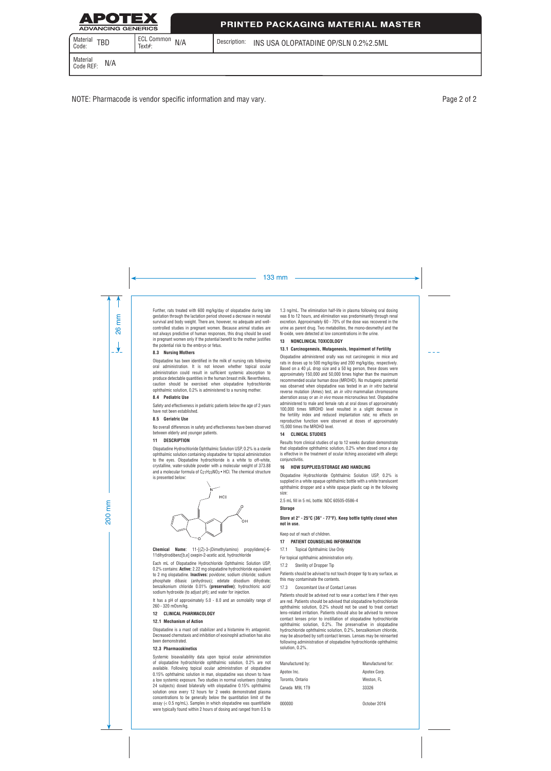| | | |
|---|---|---|
| Material Code: TBD | ECL Common Text#: N/A | Description: INS USA OLOPATADINE OP/SLN 0.2%2.5ML |
| Material Code REF: N/A | | |

NOTE: Pharmacode is vendor specific information and may vary.

133 mm

26 mm

200 mm

Further, rats treated with 600 mg/kg/day of olopatadine during late gestation through the lactation period showed a decrease in neonatal survival and body weight. There are, however, no adequate and well-controlled studies in pregnant women. Because animal studies are not always predictive of human responses, this drug should be used in pregnant women only if the potential benefit to the mother justifies the potential risk to the embryo or fetus.

### 8.3 Nursing Mothers

Olopatadine has been identified in the milk of nursing rats following oral administration. It is not known whether topical ocular administration could result in sufficient systemic absorption to produce detectable quantities in the human breast milk. Nevertheless, caution should be exercised when olopatadine hydrochloride ophthalmic solution, 0.2% is administered to a nursing mother.

### 8.4 Pediatric Use

Safety and effectiveness in pediatric patients below the age of 2 years have not been established.

### 8.5 Geriatric Use

No overall differences in safety and effectiveness have been observed between elderly and younger patients.

## 11 DESCRIPTION

Olopatadine Hydrochloride Ophthalmic Solution USP, 0.2% is a sterile ophthalmic solution containing olopatadine for topical administration to the eyes. Olopatadine hydrochloride is a white to off-white, crystalline, water-soluble powder with a molecular weight of 373.88 and a molecular formula of $C_{21}H_{23}NO_3 \cdot HCl$. The chemical structure is presented below:

HCl

**Chemical Name:** 11-[(Z)-3-(Dimethylamino) propylidene]-6-11dihydrodibenz[b,e] oxepin-2-acetic acid, hydrochloride

Each mL of Olopatadine Hydrochloride Ophthalmic Solution USP, 0.2% contains: **Active:** 2.22 mg olopatadine hydrochloride equivalent to 2 mg olopatadine. **Inactives:** povidone; sodium chloride; sodium phosphate dibasic (anhydrous); edetate disodium dihydrate; benzalkonium chloride 0.01% **(preservative)**; hydrochloric acid/ sodium hydroxide (to adjust pH); and water for injection.

It has a pH of approximately 5.0 - 8.0 and an osmolality range of 260 - 320 mOsm/kg.

## 12 CLINICAL PHARMACOLOGY

### 12.1 Mechanism of Action

Olopatadine is a mast cell stabilizer and a histamine $H_1$ antagonist. Decreased chemotaxis and inhibition of eosinophil activation has also been demonstrated.

### 12.3 Pharmacokinetics

Systemic bioavailability data upon topical ocular administration of olopatadine hydrochloride ophthalmic solution, 0.2% are not available. Following topical ocular administration of olopatadine 0.15% ophthalmic solution in man, olopatadine was shown to have a low systemic exposure. Two studies in normal volunteers (totaling 24 subjects) dosed bilaterally with olopatadine 0.15% ophthalmic solution once every 12 hours for 2 weeks demonstrated plasma concentrations to be generally below the quantitation limit of the assay (< 0.5 ng/mL). Samples in which olopatadine was quantifiable were typically found within 2 hours of dosing and ranged from 0.5 to 1.3 ng/mL. The elimination half-life in plasma following oral dosing was 8 to 12 hours, and elimination was predominantly through renal excretion. Approximately 60 - 70% of the dose was recovered in the urine as parent drug. Two metabolites, the mono-desmethyl and the N-oxide, were detected at low concentrations in the urine.

## 13 NONCLINICAL TOXICOLOGY

### 13.1 Carcinogenesis, Mutagenesis, Impairment of Fertility

Olopatadine administered orally was not carcinogenic in mice and rats in doses up to 500 mg/kg/day and 200 mg/kg/day, respectively. Based on a 40 μL drop size and a 50 kg person, these doses were approximately 150,000 and 50,000 times higher than the maximum recommended ocular human dose (MROHD). No mutagenic potential was observed when olopatadine was tested in an *in vitro* bacterial reverse mutation (Ames) test, an *in vitro* mammalian chromosome aberration assay or an *in vivo* mouse micronucleus test. Olopatadine administered to male and female rats at oral doses of approximately 100,000 times MROHD level resulted in a slight decrease in the fertility index and reduced implantation rate; no effects on reproductive function were observed at doses of approximately 15,000 times the MROHD level.

## 14 CLINICAL STUDIES

Results from clinical studies of up to 12 weeks duration demonstrate that olopatadine ophthalmic solution, 0.2% when dosed once a day is effective in the treatment of ocular itching associated with allergic conjunctivitis.

## 16 HOW SUPPLIED/STORAGE AND HANDLING

Olopatadine Hydrochloride Ophthalmic Solution USP, 0.2% is supplied in a white opaque ophthalmic bottle with a white translucent ophthalmic dropper and a white opaque plastic cap in the following size:

2.5 mL fill in 5 mL bottle: NDC 60505-0586-4

**Storage**

**Store at 2° - 25°C (36° - 77°F). Keep bottle tightly closed when not in use.**

Keep out of reach of children.

## 17 PATIENT COUNSELING INFORMATION

17.1 Topical Ophthalmic Use Only

For topical ophthalmic administration only.

17.2 Sterility of Dropper Tip

Patients should be advised to not touch dropper tip to any surface, as this may contaminate the contents.

17.3 Concomitant Use of Contact Lenses

Patients should be advised not to wear a contact lens if their eyes are red. Patients should be advised that olopatadine hydrochloride ophthalmic solution, 0.2% should not be used to treat contact lens-related irritation. Patients should also be advised to remove contact lenses prior to instillation of olopatadine hydrochloride ophthalmic solution, 0.2%. The preservative in olopatadine hydrochloride ophthalmic solution, 0.2%, benzalkonium chloride, may be absorbed by soft contact lenses. Lenses may be reinserted following administration of olopatadine hydrochloride ophthalmic solution, 0.2%.

| | |
|---|---|
| Manufactured by: | Manufactured for: |
| Apotex Inc. | Apotex Corp. |
| Toronto, Ontario | Weston, FL |
| Canada M9L 1T9 | 33326 |

000000 October 2016